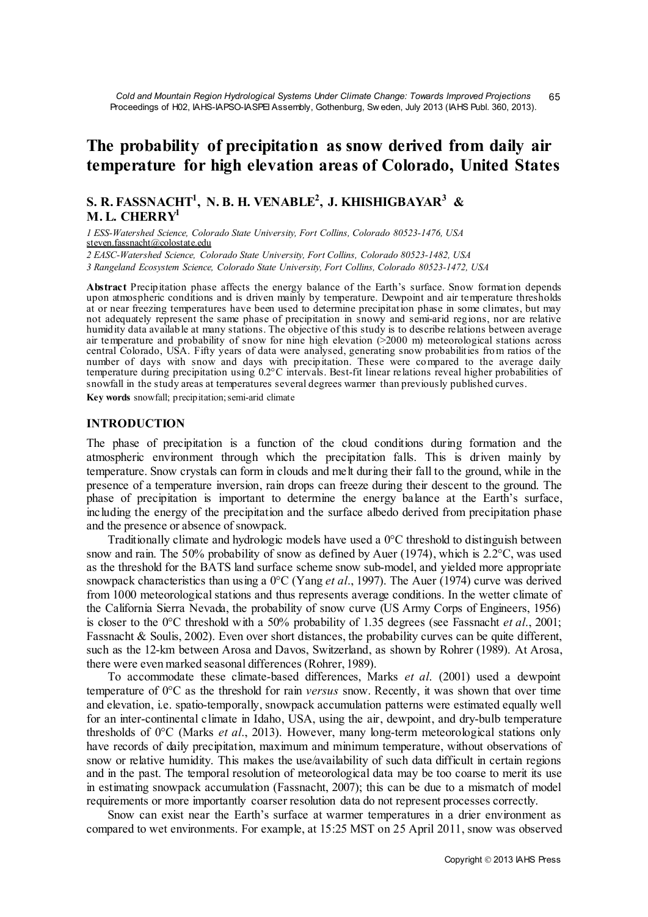# The probability of precipitation as snow derived from daily air temperature for high elevation areas of Colorado, United States

**S. R. FASSNACHT[1], N. B. H. VENABLE[2], J. KHISHIGBAYAR[3] & M. L. CHERRY[1]**

*1 ESS-Watershed Science, Colorado State University, Fort Collins, Colorado 80523-1476, USA*
steven.fassnacht@colostate.edu

*2 EASC-Watershed Science, Colorado State University, Fort Collins, Colorado 80523-1482, USA*

*3 Rangeland Ecosystem Science, Colorado State University, Fort Collins, Colorado 80523-1472, USA*

**Abstract** Precipitation phase affects the energy balance of the Earth's surface. Snow formation depends upon atmospheric conditions and is driven mainly by temperature. Dewpoint and air temperature thresholds at or near freezing temperatures have been used to determine precipitation phase in some climates, but may not adequately represent the same phase of precipitation in snowy and semi-arid regions, nor are relative humidity data available at many stations. The objective of this study is to describe relations between average air temperature and probability of snow for nine high elevation (>2000 m) meteorological stations across central Colorado, USA. Fifty years of data were analysed, generating snow probabilities from ratios of the number of days with snow and days with precipitation. These were compared to the average daily temperature during precipitation using 0.2°C intervals. Best-fit linear relations reveal higher probabilities of snowfall in the study areas at temperatures several degrees warmer than previously published curves.

**Key words** snowfall; precipitation; semi-arid climate

## INTRODUCTION

The phase of precipitation is a function of the cloud conditions during formation and the atmospheric environment through which the precipitation falls. This is driven mainly by temperature. Snow crystals can form in clouds and melt during their fall to the ground, while in the presence of a temperature inversion, rain drops can freeze during their descent to the ground. The phase of precipitation is important to determine the energy balance at the Earth's surface, including the energy of the precipitation and the surface albedo derived from precipitation phase and the presence or absence of snowpack.

Traditionally climate and hydrologic models have used a 0°C threshold to distinguish between snow and rain. The 50% probability of snow as defined by Auer (1974), which is 2.2°C, was used as the threshold for the BATS land surface scheme snow sub-model, and yielded more appropriate snowpack characteristics than using a 0°C (Yang *et al*., 1997). The Auer (1974) curve was derived from 1000 meteorological stations and thus represents average conditions. In the wetter climate of the California Sierra Nevada, the probability of snow curve (US Army Corps of Engineers, 1956) is closer to the 0°C threshold with a 50% probability of 1.35 degrees (see Fassnacht *et al*., 2001; Fassnacht & Soulis, 2002). Even over short distances, the probability curves can be quite different, such as the 12-km between Arosa and Davos, Switzerland, as shown by Rohrer (1989). At Arosa, there were even marked seasonal differences (Rohrer, 1989).

To accommodate these climate-based differences, Marks *et al*. (2001) used a dewpoint temperature of 0°C as the threshold for rain *versus* snow. Recently, it was shown that over time and elevation, i.e. spatio-temporally, snowpack accumulation patterns were estimated equally well for an inter-continental climate in Idaho, USA, using the air, dewpoint, and dry-bulb temperature thresholds of 0°C (Marks *et al*., 2013). However, many long-term meteorological stations only have records of daily precipitation, maximum and minimum temperature, without observations of snow or relative humidity. This makes the use/availability of such data difficult in certain regions and in the past. The temporal resolution of meteorological data may be too coarse to merit its use in estimating snowpack accumulation (Fassnacht, 2007); this can be due to a mismatch of model requirements or more importantly coarser resolution data do not represent processes correctly.

Snow can exist near the Earth's surface at warmer temperatures in a drier environment as compared to wet environments. For example, at 15:25 MST on 25 April 2011, snow was observed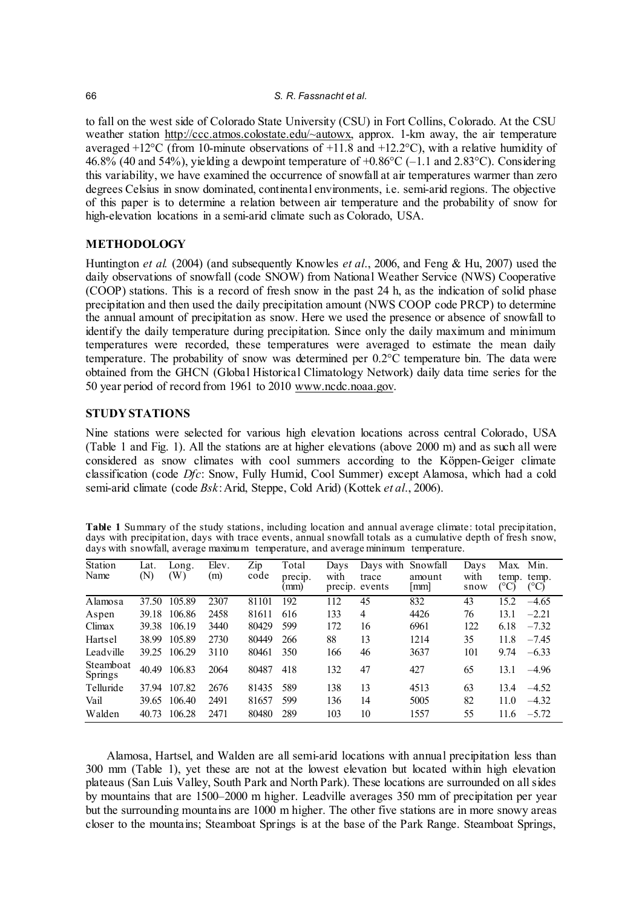to fall on the west side of Colorado State University (CSU) in Fort Collins, Colorado. At the CSU weather station http://ccc.atmos.colostate.edu/~autowx, approx. 1-km away, the air temperature averaged +12°C (from 10-minute observations of +11.8 and +12.2°C), with a relative humidity of 46.8% (40 and 54%), yielding a dewpoint temperature of +0.86°C (–1.1 and 2.83°C). Considering this variability, we have examined the occurrence of snowfall at air temperatures warmer than zero degrees Celsius in snow dominated, continental environments, i.e. semi-arid regions. The objective of this paper is to determine a relation between air temperature and the probability of snow for high-elevation locations in a semi-arid climate such as Colorado, USA.

## METHODOLOGY

Huntington *et al.* (2004) (and subsequently Knowles *et al.*, 2006, and Feng & Hu, 2007) used the daily observations of snowfall (code SNOW) from National Weather Service (NWS) Cooperative (COOP) stations. This is a record of fresh snow in the past 24 h, as the indication of solid phase precipitation and then used the daily precipitation amount (NWS COOP code PRCP) to determine the annual amount of precipitation as snow. Here we used the presence or absence of snowfall to identify the daily temperature during precipitation. Since only the daily maximum and minimum temperatures were recorded, these temperatures were averaged to estimate the mean daily temperature. The probability of snow was determined per 0.2°C temperature bin. The data were obtained from the GHCN (Global Historical Climatology Network) daily data time series for the 50 year period of record from 1961 to 2010 www.ncdc.noaa.gov.

## STUDY STATIONS

Nine stations were selected for various high elevation locations across central Colorado, USA (Table 1 and Fig. 1). All the stations are at higher elevations (above 2000 m) and as such all were considered as snow climates with cool summers according to the Köppen-Geiger climate classification (code *Dfc*: Snow, Fully Humid, Cool Summer) except Alamosa, which had a cold semi-arid climate (code *Bsk*: Arid, Steppe, Cold Arid) (Kottek *et al.*, 2006).

**Table 1** Summary of the study stations, including location and annual average climate: total precipitation, days with precipitation, days with trace events, annual snowfall totals as a cumulative depth of fresh snow, days with snowfall, average maximum temperature, and average minimum temperature.

| Station Name | Lat. (N) | Long. (W) | Elev. (m) | Zip code | Total precip. (mm) | Days with precip. | Days with trace events | Snowfall amount [mm] | Days with snow | Max. temp. (°C) | Min. temp. (°C) |
|---|---|---|---|---|---|---|---|---|---|---|---|
| Alamosa | 37.50 | 105.89 | 2307 | 81101 | 192 | 112 | 45 | 832 | 43 | 15.2 | –4.65 |
| Aspen | 39.18 | 106.86 | 2458 | 81611 | 616 | 133 | 4 | 4426 | 76 | 13.1 | –2.21 |
| Climax | 39.38 | 106.19 | 3440 | 80429 | 599 | 172 | 16 | 6961 | 122 | 6.18 | –7.32 |
| Hartsel | 38.99 | 105.89 | 2730 | 80449 | 266 | 88 | 13 | 1214 | 35 | 11.8 | –7.45 |
| Leadville | 39.25 | 106.29 | 3110 | 80461 | 350 | 166 | 46 | 3637 | 101 | 9.74 | –6.33 |
| Steamboat Springs | 40.49 | 106.83 | 2064 | 80487 | 418 | 132 | 47 | 427 | 65 | 13.1 | –4.96 |
| Telluride | 37.94 | 107.82 | 2676 | 81435 | 589 | 138 | 13 | 4513 | 63 | 13.4 | –4.52 |
| Vail | 39.65 | 106.40 | 2491 | 81657 | 599 | 136 | 14 | 5005 | 82 | 11.0 | –4.32 |
| Walden | 40.73 | 106.28 | 2471 | 80480 | 289 | 103 | 10 | 1557 | 55 | 11.6 | –5.72 |

Alamosa, Hartsel, and Walden are all semi-arid locations with annual precipitation less than 300 mm (Table 1), yet these are not at the lowest elevation but located within high elevation plateaus (San Luis Valley, South Park and North Park). These locations are surrounded on all sides by mountains that are 1500–2000 m higher. Leadville averages 350 mm of precipitation per year but the surrounding mountains are 1000 m higher. The other five stations are in more snowy areas closer to the mountains; Steamboat Springs is at the base of the Park Range. Steamboat Springs,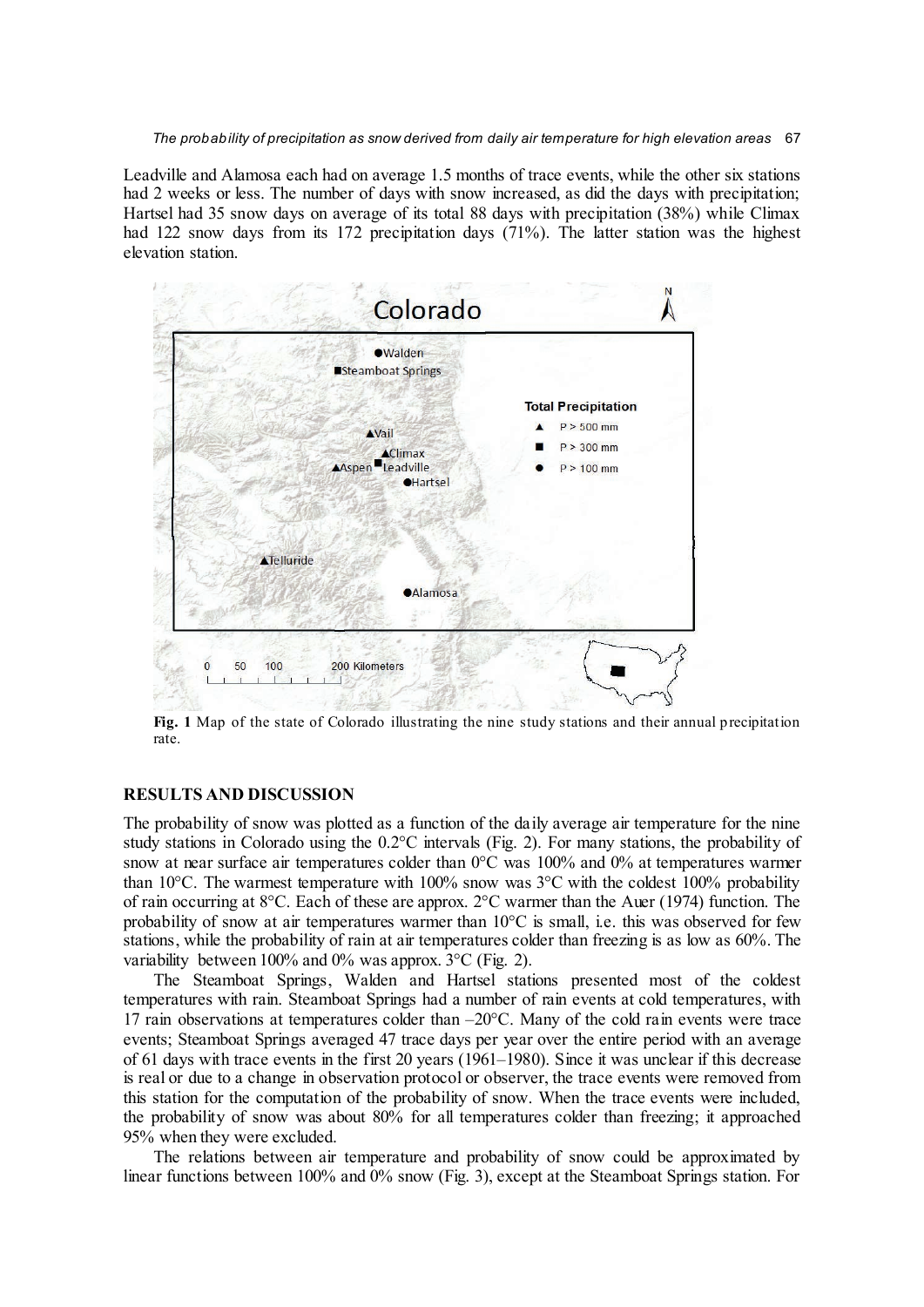Leadville and Alamosa each had on average 1.5 months of trace events, while the other six stations had 2 weeks or less. The number of days with snow increased, as did the days with precipitation; Hartsel had 35 snow days on average of its total 88 days with precipitation (38%) while Climax had 122 snow days from its 172 precipitation days (71%). The latter station was the highest elevation station.

**Fig. 1** Map of the state of Colorado illustrating the nine study stations and their annual precipitation rate.

## RESULTS AND DISCUSSION

The probability of snow was plotted as a function of the daily average air temperature for the nine study stations in Colorado using the 0.2°C intervals (Fig. 2). For many stations, the probability of snow at near surface air temperatures colder than 0°C was 100% and 0% at temperatures warmer than 10°C. The warmest temperature with 100% snow was 3°C with the coldest 100% probability of rain occurring at 8°C. Each of these are approx. 2°C warmer than the Auer (1974) function. The probability of snow at air temperatures warmer than 10°C is small, i.e. this was observed for few stations, while the probability of rain at air temperatures colder than freezing is as low as 60%. The variability between 100% and 0% was approx. 3°C (Fig. 2).

The Steamboat Springs, Walden and Hartsel stations presented most of the coldest temperatures with rain. Steamboat Springs had a number of rain events at cold temperatures, with 17 rain observations at temperatures colder than –20°C. Many of the cold rain events were trace events; Steamboat Springs averaged 47 trace days per year over the entire period with an average of 61 days with trace events in the first 20 years (1961–1980). Since it was unclear if this decrease is real or due to a change in observation protocol or observer, the trace events were removed from this station for the computation of the probability of snow. When the trace events were included, the probability of snow was about 80% for all temperatures colder than freezing; it approached 95% when they were excluded.

The relations between air temperature and probability of snow could be approximated by linear functions between 100% and 0% snow (Fig. 3), except at the Steamboat Springs station. For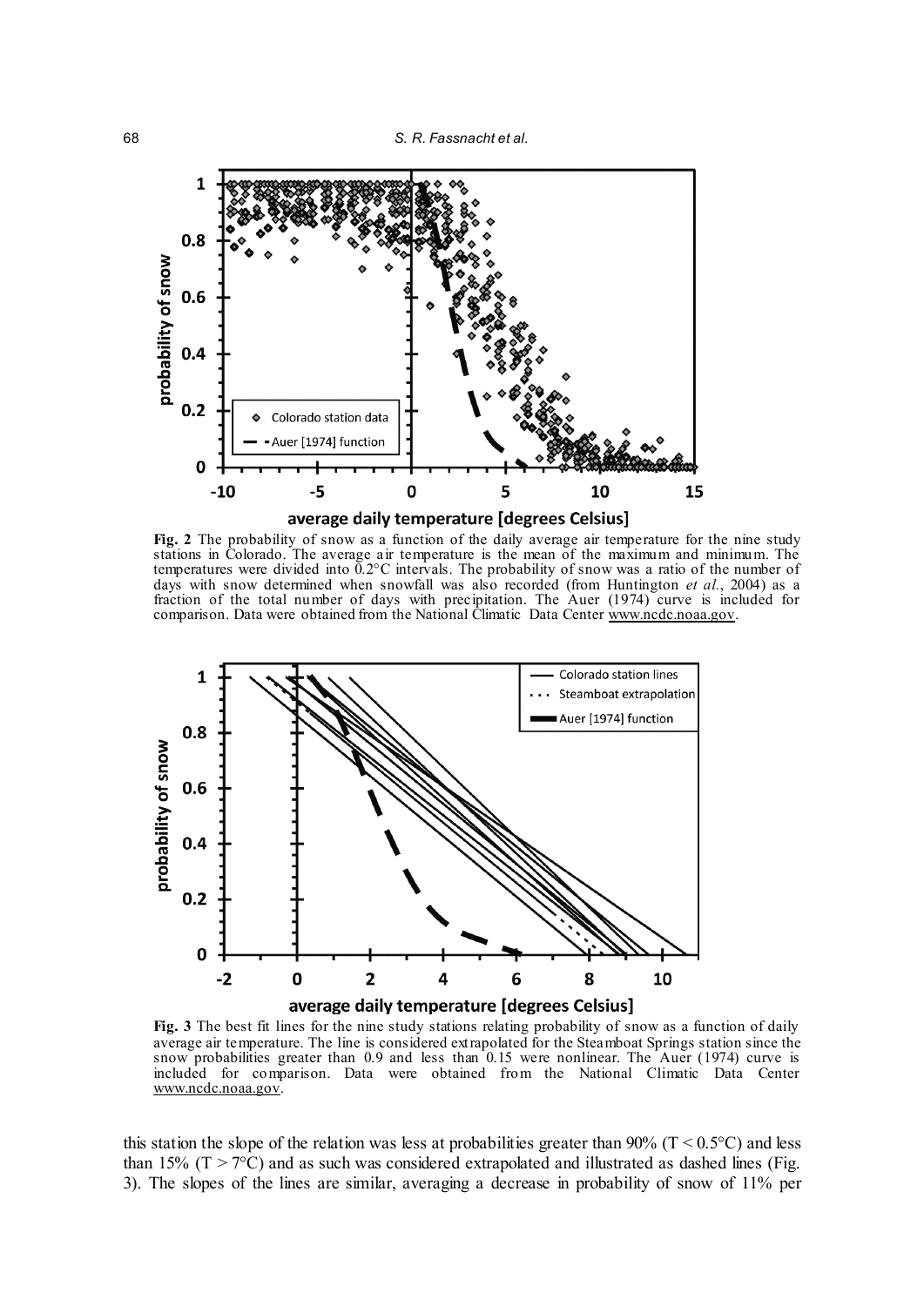**Fig. 2** The probability of snow as a function of the daily average air temperature for the nine study stations in Colorado. The average air temperature is the mean of the maximum and minimum. The temperatures were divided into 0.2°C intervals. The probability of snow was a ratio of the number of days with snow determined when snowfall was also recorded (from Huntington *et al.*, 2004) as a fraction of the total number of days with precipitation. The Auer (1974) curve is included for comparison. Data were obtained from the National Climatic Data Center www.ncdc.noaa.gov.

**Fig. 3** The best fit lines for the nine study stations relating probability of snow as a function of daily average air temperature. The line is considered extrapolated for the Steamboat Springs station since the snow probabilities greater than 0.9 and less than 0.15 were nonlinear. The Auer (1974) curve is included for comparison. Data were obtained from the National Climatic Data Center www.ncdc.noaa.gov.

this station the slope of the relation was less at probabilities greater than 90% ($T < 0.5°C$) and less than 15% ($T > 7°C$) and as such was considered extrapolated and illustrated as dashed lines (Fig. 3). The slopes of the lines are similar, averaging a decrease in probability of snow of 11% per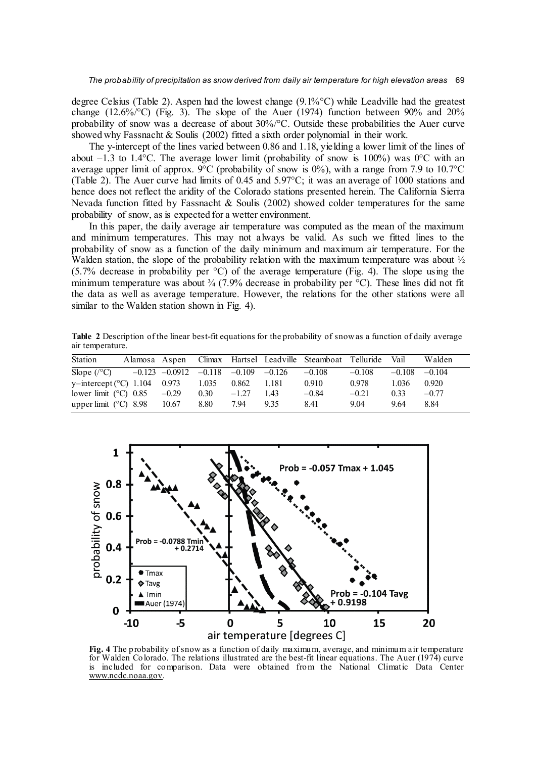degree Celsius (Table 2). Aspen had the lowest change (9.1%°C) while Leadville had the greatest change (12.6%/°C) (Fig. 3). The slope of the Auer (1974) function between 90% and 20% probability of snow was a decrease of about 30%/°C. Outside these probabilities the Auer curve showed why Fassnacht & Soulis (2002) fitted a sixth order polynomial in their work.

The y-intercept of the lines varied between 0.86 and 1.18, yielding a lower limit of the lines of about –1.3 to 1.4°C. The average lower limit (probability of snow is 100%) was 0°C with an average upper limit of approx. 9°C (probability of snow is 0%), with a range from 7.9 to 10.7°C (Table 2). The Auer curve had limits of 0.45 and 5.97°C; it was an average of 1000 stations and hence does not reflect the aridity of the Colorado stations presented herein. The California Sierra Nevada function fitted by Fassnacht & Soulis (2002) showed colder temperatures for the same probability of snow, as is expected for a wetter environment.

In this paper, the daily average air temperature was computed as the mean of the maximum and minimum temperatures. This may not always be valid. As such we fitted lines to the probability of snow as a function of the daily minimum and maximum air temperature. For the Walden station, the slope of the probability relation with the maximum temperature was about ½ (5.7% decrease in probability per °C) of the average temperature (Fig. 4). The slope using the minimum temperature was about ¾ (7.9% decrease in probability per °C). These lines did not fit the data as well as average temperature. However, the relations for the other stations were all similar to the Walden station shown in Fig. 4).

**Table 2** Description of the linear best-fit equations for the probability of snow as a function of daily average air temperature.

| Station | Alamosa | Aspen | Climax | Hartsel | Leadville | Steamboat | Telluride | Vail | Walden |
|---|---|---|---|---|---|---|---|---|---|
| Slope (/°C) | –0.123 | –0.0912 | –0.118 | –0.109 | –0.126 | –0.108 | –0.108 | –0.108 | –0.104 |
| y–intercept (°C) | 1.104 | 0.973 | 1.035 | 0.862 | 1.181 | 0.910 | 0.978 | 1.036 | 0.920 |
| lower limit (°C) | 0.85 | –0.29 | 0.30 | –1.27 | 1.43 | –0.84 | –0.21 | 0.33 | –0.77 |
| upper limit (°C) | 8.98 | 10.67 | 8.80 | 7.94 | 9.35 | 8.41 | 9.04 | 9.64 | 8.84 |

**Fig. 4** The probability of snow as a function of daily maximum, average, and minimum air temperature for Walden Colorado. The relations illustrated are the best-fit linear equations. The Auer (1974) curve is included for comparison. Data were obtained from the National Climatic Data Center www.ncdc.noaa.gov.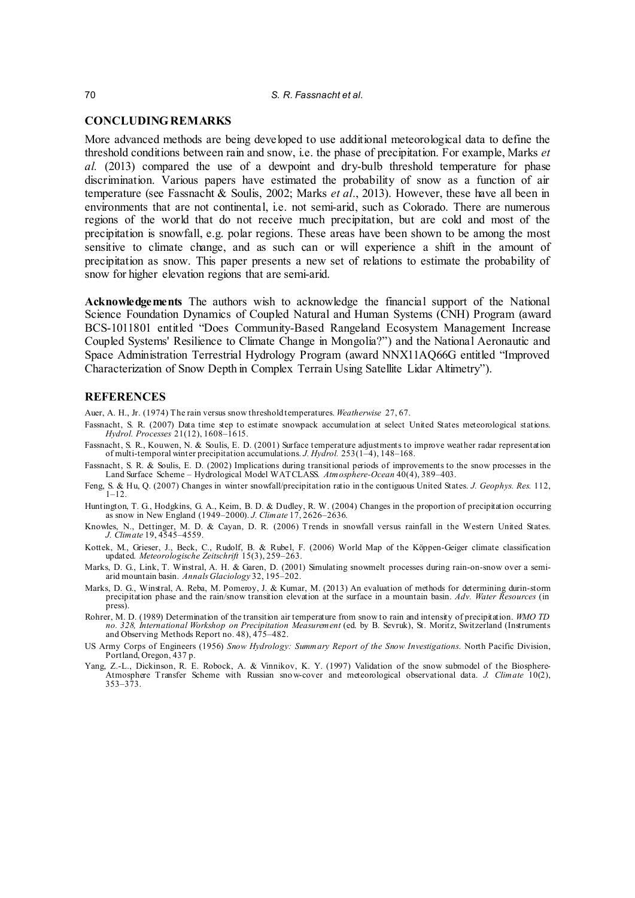## CONCLUDING REMARKS

More advanced methods are being developed to use additional meteorological data to define the threshold conditions between rain and snow, i.e. the phase of precipitation. For example, Marks *et al.* (2013) compared the use of a dewpoint and dry-bulb threshold temperature for phase discrimination. Various papers have estimated the probability of snow as a function of air temperature (see Fassnacht & Soulis, 2002; Marks *et al*., 2013). However, these have all been in environments that are not continental, i.e. not semi-arid, such as Colorado. There are numerous regions of the world that do not receive much precipitation, but are cold and most of the precipitation is snowfall, e.g. polar regions. These areas have been shown to be among the most sensitive to climate change, and as such can or will experience a shift in the amount of precipitation as snow. This paper presents a new set of relations to estimate the probability of snow for higher elevation regions that are semi-arid.

**Acknowledgements** The authors wish to acknowledge the financial support of the National Science Foundation Dynamics of Coupled Natural and Human Systems (CNH) Program (award BCS-1011801 entitled "Does Community-Based Rangeland Ecosystem Management Increase Coupled Systems' Resilience to Climate Change in Mongolia?") and the National Aeronautic and Space Administration Terrestrial Hydrology Program (award NNX11AQ66G entitled "Improved Characterization of Snow Depth in Complex Terrain Using Satellite Lidar Altimetry").

## REFERENCES

Auer, A. H., Jr. (1974) The rain versus snow threshold temperatures. *Weatherwise* 27, 67.

Fassnacht, S. R. (2007) Data time step to estimate snowpack accumulation at select United States meteorological stations. *Hydrol. Processes* 21(12), 1608–1615.

Fassnacht, S. R., Kouwen, N. & Soulis, E. D. (2001) Surface temperature adjustments to improve weather radar representation of multi-temporal winter precipitation accumulations. *J. Hydrol.* 253(1–4), 148–168.

Fassnacht, S. R. & Soulis, E. D. (2002) Implications during transitional periods of improvements to the snow processes in the Land Surface Scheme – Hydrological Model WATCLASS. *Atmosphere-Ocean* 40(4), 389–403.

Feng, S. & Hu, Q. (2007) Changes in winter snowfall/precipitation ratio in the contiguous United States. *J. Geophys. Res.* 112, 1–12.

Huntington, T. G., Hodgkins, G. A., Keim, B. D. & Dudley, R. W. (2004) Changes in the proportion of precipitation occurring as snow in New England (1949–2000). *J. Climate* 17, 2626–2636.

Knowles, N., Dettinger, M. D. & Cayan, D. R. (2006) Trends in snowfall versus rainfall in the Western United States. *J. Climate* 19, 4545–4559.

Kottek, M., Grieser, J., Beck, C., Rudolf, B. & Rubel, F. (2006) World Map of the Köppen-Geiger climate classification updated. *Meteorologische Zeitschrift* 15(3), 259–263.

Marks, D. G., Link, T. Winstral, A. H. & Garen, D. (2001) Simulating snowmelt processes during rain-on-snow over a semi-arid mountain basin. *Annals Glaciology* 32, 195–202.

Marks, D. G., Winstral, A. Reba, M. Pomeroy, J. & Kumar, M. (2013) An evaluation of methods for determining durin-storm precipitation phase and the rain/snow transition elevation at the surface in a mountain basin. *Adv. Water Resources* (in press).

Rohrer, M. D. (1989) Determination of the transition air temperature from snow to rain and intensity of precipitation. *WMO TD no. 328, International Workshop on Precipitation Measurement* (ed. by B. Sevruk), St. Moritz, Switzerland (Instruments and Observing Methods Report no. 48), 475–482.

US Army Corps of Engineers (1956) *Snow Hydrology: Summary Report of the Snow Investigations*. North Pacific Division, Portland, Oregon, 437 p.

Yang, Z.-L., Dickinson, R. E. Robock, A. & Vinnikov, K. Y. (1997) Validation of the snow submodel of the Biosphere-Atmosphere Transfer Scheme with Russian snow-cover and meteorological observational data. *J. Climate* 10(2), 353–373.